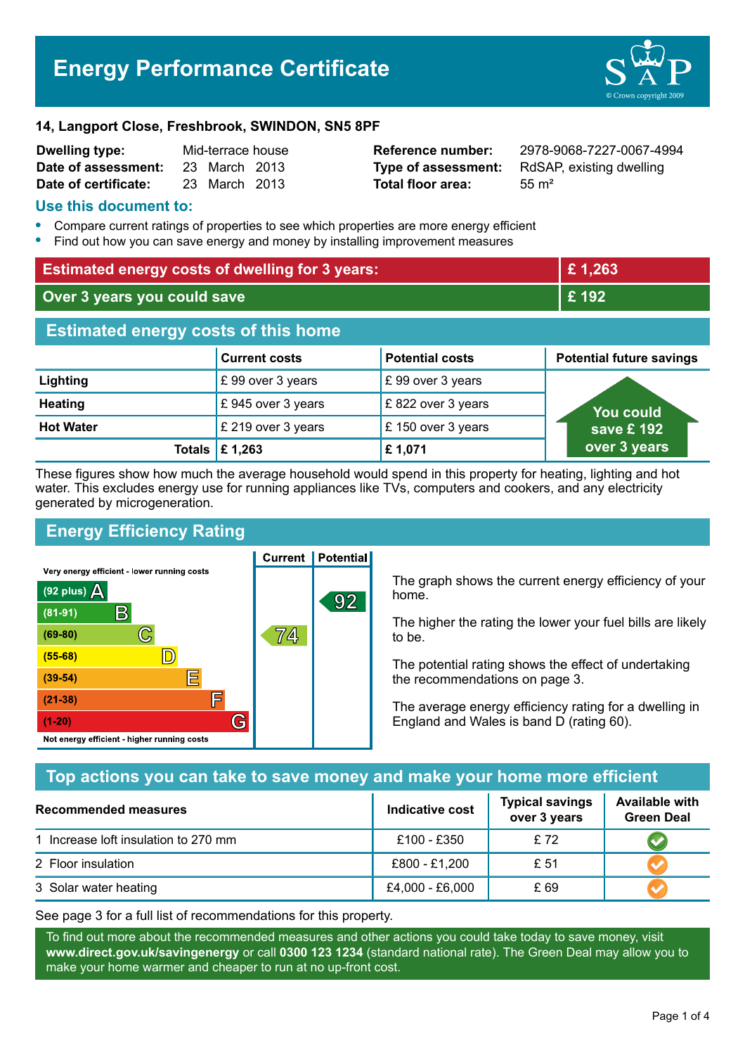# Energy Performance Certificate

**14, Langport Close, Freshbrook, SWINDON, SN5 8PF**

| | | | |
|---|---|---|---|
| **Dwelling type:** | Mid-terrace house | **Reference number:** | 2978-9068-7227-0067-4994 |
| **Date of assessment:** | 23 March 2013 | **Type of assessment:** | RdSAP, existing dwelling |
| **Date of certificate:** | 23 March 2013 | **Total floor area:** | 55 m² |

## Use this document to:

- Compare current ratings of properties to see which properties are more energy efficient
- Find out how you can save energy and money by installing improvement measures

| | |
|---|---|
| **Estimated energy costs of dwelling for 3 years:** | **£ 1,263** |
| **Over 3 years you could save** | **£ 192** |

## Estimated energy costs of this home

| | Current costs | Potential costs | Potential future savings |
|---|---|---|---|
| **Lighting** | £ 99 over 3 years | £ 99 over 3 years | You could save £ 192 over 3 years |
| **Heating** | £ 945 over 3 years | £ 822 over 3 years | |
| **Hot Water** | £ 219 over 3 years | £ 150 over 3 years | |
| **Totals** | **£ 1,263** | **£ 1,071** | |

These figures show how much the average household would spend in this property for heating, lighting and hot water. This excludes energy use for running appliances like TVs, computers and cookers, and any electricity generated by microgeneration.

## Energy Efficiency Rating

Very energy efficient - lower running costs

| Rating | Band | Current | Potential |
|---|---|---|---|
| (92 plus) | A | | 92 |
| (81-91) | B | | |
| (69-80) | C | 74 | |
| (55-68) | D | | |
| (39-54) | E | | |
| (21-38) | F | | |
| (1-20) | G | | |

Not energy efficient - higher running costs

The graph shows the current energy efficiency of your home.

The higher the rating the lower your fuel bills are likely to be.

The potential rating shows the effect of undertaking the recommendations on page 3.

The average energy efficiency rating for a dwelling in England and Wales is band D (rating 60).

## Top actions you can take to save money and make your home more efficient

| Recommended measures | Indicative cost | Typical savings over 3 years | Available with Green Deal |
|---|---|---|---|
| 1 Increase loft insulation to 270 mm | £100 - £350 | £ 72 | ✔ |
| 2 Floor insulation | £800 - £1,200 | £ 51 | ✔ |
| 3 Solar water heating | £4,000 - £6,000 | £ 69 | ✔ |

See page 3 for a full list of recommendations for this property.

To find out more about the recommended measures and other actions you could take today to save money, visit **www.direct.gov.uk/savingenergy** or call **0300 123 1234** (standard national rate). The Green Deal may allow you to make your home warmer and cheaper to run at no up-front cost.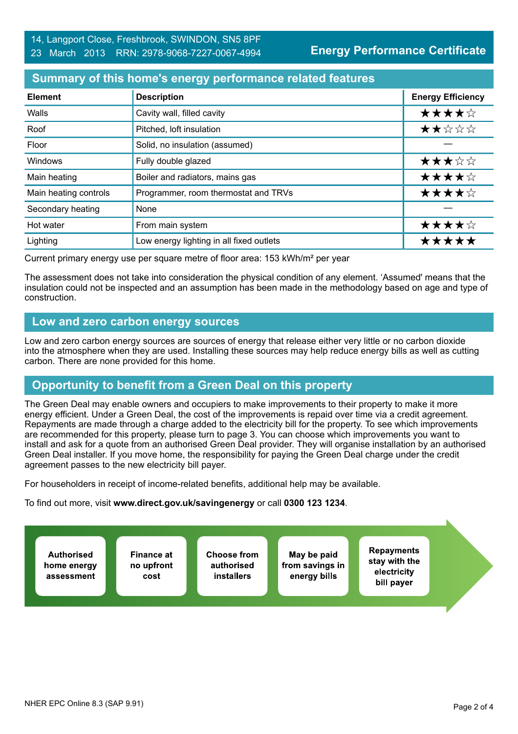14, Langport Close, Freshbrook, SWINDON, SN5 8PF
23 March 2013 RRN: 2978-9068-7227-0067-4994

**Energy Performance Certificate**

## Summary of this home's energy performance related features

| Element | Description | Energy Efficiency |
|---|---|---|
| Walls | Cavity wall, filled cavity | ★★★★☆ |
| Roof | Pitched, loft insulation | ★★☆☆☆ |
| Floor | Solid, no insulation (assumed) | — |
| Windows | Fully double glazed | ★★★☆☆ |
| Main heating | Boiler and radiators, mains gas | ★★★★☆ |
| Main heating controls | Programmer, room thermostat and TRVs | ★★★★☆ |
| Secondary heating | None | — |
| Hot water | From main system | ★★★★☆ |
| Lighting | Low energy lighting in all fixed outlets | ★★★★★ |

Current primary energy use per square metre of floor area: 153 kWh/m² per year

The assessment does not take into consideration the physical condition of any element. 'Assumed' means that the insulation could not be inspected and an assumption has been made in the methodology based on age and type of construction.

## Low and zero carbon energy sources

Low and zero carbon energy sources are sources of energy that release either very little or no carbon dioxide into the atmosphere when they are used. Installing these sources may help reduce energy bills as well as cutting carbon. There are none provided for this home.

## Opportunity to benefit from a Green Deal on this property

The Green Deal may enable owners and occupiers to make improvements to their property to make it more energy efficient. Under a Green Deal, the cost of the improvements is repaid over time via a credit agreement. Repayments are made through a charge added to the electricity bill for the property. To see which improvements are recommended for this property, please turn to page 3. You can choose which improvements you want to install and ask for a quote from an authorised Green Deal provider. They will organise installation by an authorised Green Deal installer. If you move home, the responsibility for paying the Green Deal charge under the credit agreement passes to the new electricity bill payer.

For householders in receipt of income-related benefits, additional help may be available.

To find out more, visit **www.direct.gov.uk/savingenergy** or call **0300 123 1234**.

- **Authorised home energy assessment**
- **Finance at no upfront cost**
- **Choose from authorised installers**
- **May be paid from savings in energy bills**
- **Repayments stay with the electricity bill payer**

NHER EPC Online 8.3 (SAP 9.91)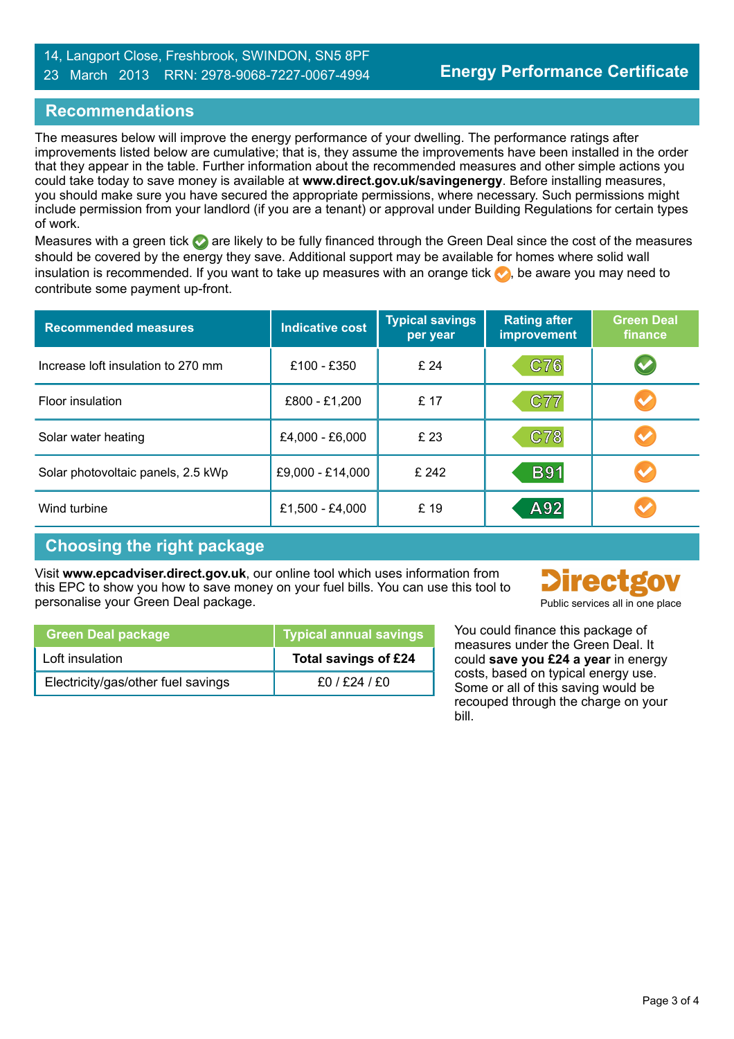14, Langport Close, Freshbrook, SWINDON, SN5 8PF
23 March 2013 RRN: 2978-9068-7227-0067-4994

# Energy Performance Certificate

## Recommendations

The measures below will improve the energy performance of your dwelling. The performance ratings after improvements listed below are cumulative; that is, they assume the improvements have been installed in the order that they appear in the table. Further information about the recommended measures and other simple actions you could take today to save money is available at **www.direct.gov.uk/savingenergy**. Before installing measures, you should make sure you have secured the appropriate permissions, where necessary. Such permissions might include permission from your landlord (if you are a tenant) or approval under Building Regulations for certain types of work.

Measures with a green tick ✔ are likely to be fully financed through the Green Deal since the cost of the measures should be covered by the energy they save. Additional support may be available for homes where solid wall insulation is recommended. If you want to take up measures with an orange tick ✔, be aware you may need to contribute some payment up-front.

| Recommended measures | Indicative cost | Typical savings per year | Rating after improvement | Green Deal finance |
|---|---|---|---|---|
| Increase loft insulation to 270 mm | £100 - £350 | £ 24 | C76 | ✔ (green) |
| Floor insulation | £800 - £1,200 | £ 17 | C77 | ✔ (orange) |
| Solar water heating | £4,000 - £6,000 | £ 23 | C78 | ✔ (orange) |
| Solar photovoltaic panels, 2.5 kWp | £9,000 - £14,000 | £ 242 | B91 | ✔ (orange) |
| Wind turbine | £1,500 - £4,000 | £ 19 | A92 | ✔ (orange) |

## Choosing the right package

Visit **www.epcadviser.direct.gov.uk**, our online tool which uses information from this EPC to show you how to save money on your fuel bills. You can use this tool to personalise your Green Deal package.

Directgov
Public services all in one place

| Green Deal package | Typical annual savings |
|---|---|
| Loft insulation | **Total savings of £24** |
| Electricity/gas/other fuel savings | £0 / £24 / £0 |

You could finance this package of measures under the Green Deal. It could **save you £24 a year** in energy costs, based on typical energy use. Some or all of this saving would be recouped through the charge on your bill.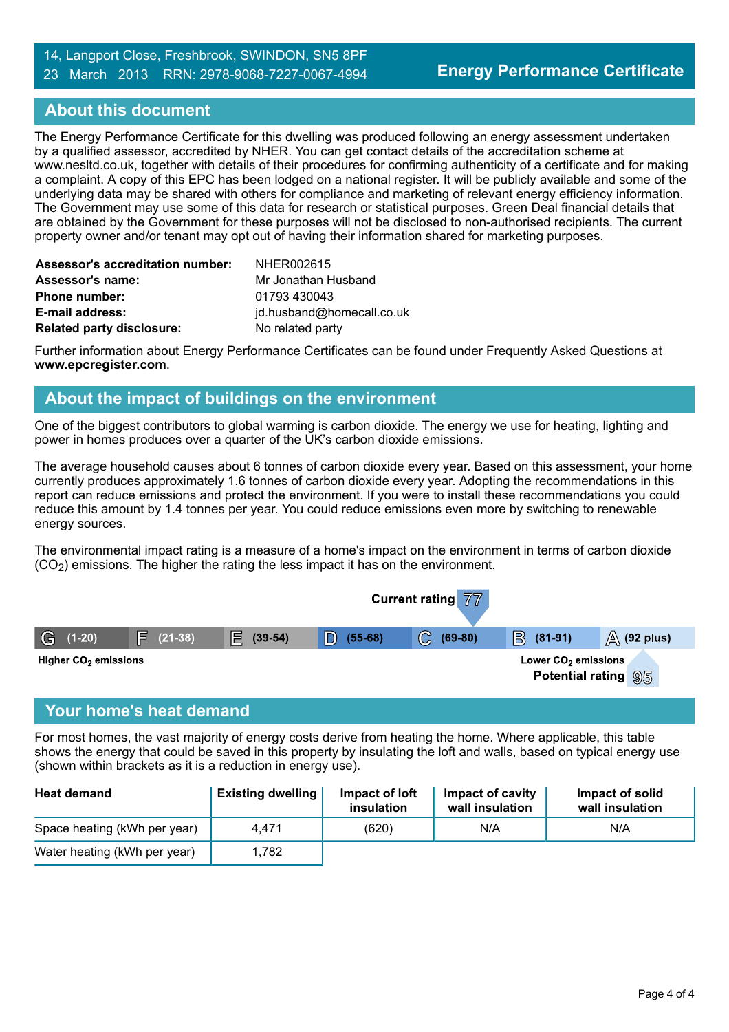14, Langport Close, Freshbrook, SWINDON, SN5 8PF
23 March 2013 RRN: 2978-9068-7227-0067-4994

# Energy Performance Certificate

## About this document

The Energy Performance Certificate for this dwelling was produced following an energy assessment undertaken by a qualified assessor, accredited by NHER. You can get contact details of the accreditation scheme at www.nesltd.co.uk, together with details of their procedures for confirming authenticity of a certificate and for making a complaint. A copy of this EPC has been lodged on a national register. It will be publicly available and some of the underlying data may be shared with others for compliance and marketing of relevant energy efficiency information. The Government may use some of this data for research or statistical purposes. Green Deal financial details that are obtained by the Government for these purposes will not be disclosed to non-authorised recipients. The current property owner and/or tenant may opt out of having their information shared for marketing purposes.

| | |
|---|---|
| **Assessor's accreditation number:** | NHER002615 |
| **Assessor's name:** | Mr Jonathan Husband |
| **Phone number:** | 01793 430043 |
| **E-mail address:** | jd.husband@homecall.co.uk |
| **Related party disclosure:** | No related party |

Further information about Energy Performance Certificates can be found under Frequently Asked Questions at **www.epcregister.com**.

## About the impact of buildings on the environment

One of the biggest contributors to global warming is carbon dioxide. The energy we use for heating, lighting and power in homes produces over a quarter of the UK's carbon dioxide emissions.

The average household causes about 6 tonnes of carbon dioxide every year. Based on this assessment, your home currently produces approximately 1.6 tonnes of carbon dioxide every year. Adopting the recommendations in this report can reduce emissions and protect the environment. If you were to install these recommendations you could reduce this amount by 1.4 tonnes per year. You could reduce emissions even more by switching to renewable energy sources.

The environmental impact rating is a measure of a home's impact on the environment in terms of carbon dioxide ($CO_2$) emissions. The higher the rating the less impact it has on the environment.

Current rating 77

G (1-20) F (21-38) E (39-54) D (55-68) C (69-80) B (81-91) A (92 plus)

Higher $CO_2$ emissions

Lower $CO_2$ emissions

Potential rating 95

## Your home's heat demand

For most homes, the vast majority of energy costs derive from heating the home. Where applicable, this table shows the energy that could be saved in this property by insulating the loft and walls, based on typical energy use (shown within brackets as it is a reduction in energy use).

| Heat demand | Existing dwelling | Impact of loft insulation | Impact of cavity wall insulation | Impact of solid wall insulation |
|---|---|---|---|---|
| Space heating (kWh per year) | 4,471 | (620) | N/A | N/A |
| Water heating (kWh per year) | 1,782 | | | |